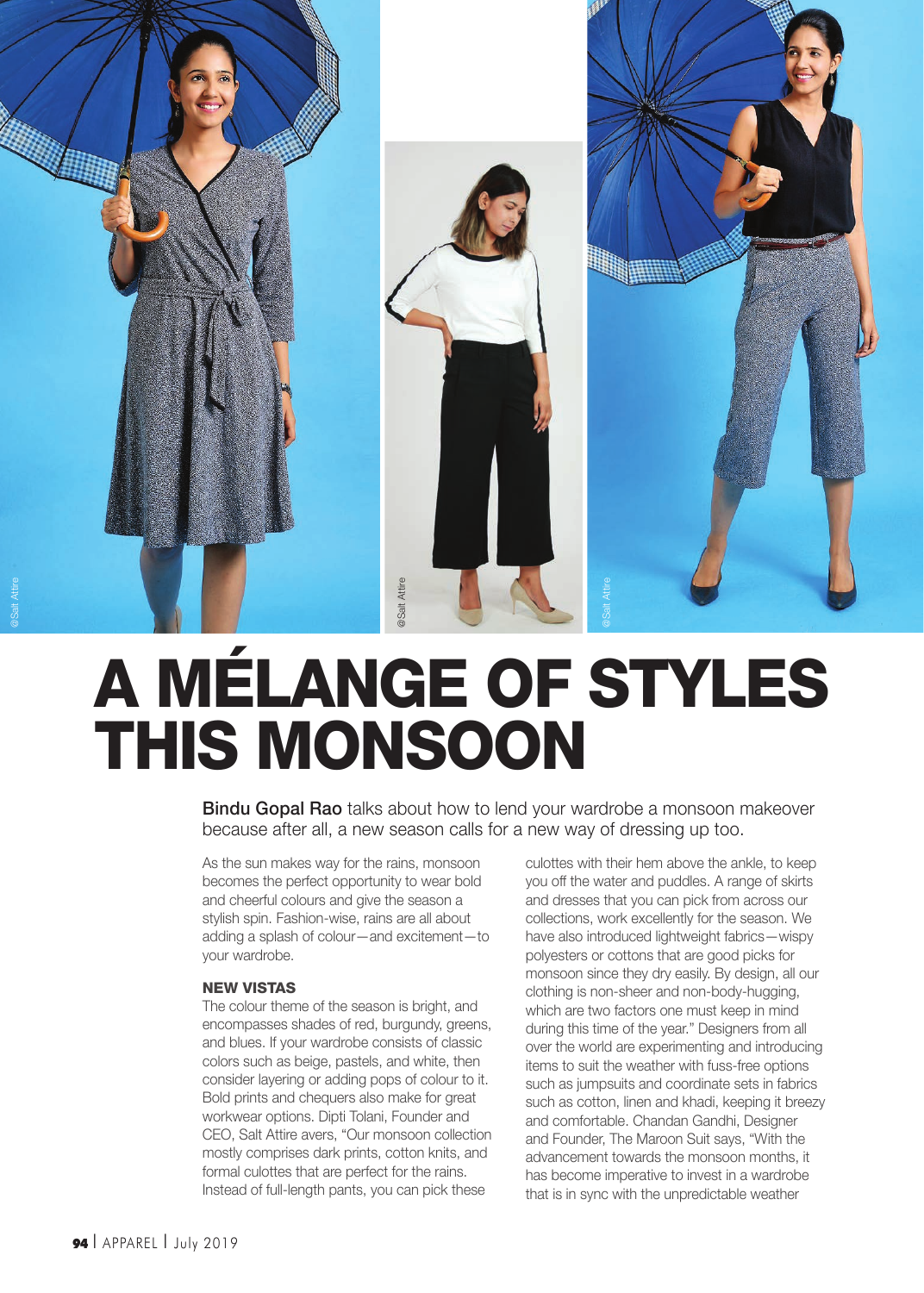# A MÉLANGE OF STYLES THIS MONSOON

**Bindu Gopal Rao** talks about how to lend your wardrobe a monsoon makeover because after all, a new season calls for a new way of dressing up too.

As the sun makes way for the rains, monsoon becomes the perfect opportunity to wear bold and cheerful colours and give the season a stylish spin. Fashion-wise, rains are all about adding a splash of colour—and excitement—to your wardrobe.

## NEW VISTAS

The colour theme of the season is bright, and encompasses shades of red, burgundy, greens, and blues. If your wardrobe consists of classic colors such as beige, pastels, and white, then consider layering or adding pops of colour to it. Bold prints and chequers also make for great workwear options. Dipti Tolani, Founder and CEO, Salt Attire avers, "Our monsoon collection mostly comprises dark prints, cotton knits, and formal culottes that are perfect for the rains. Instead of full-length pants, you can pick these culottes with their hem above the ankle, to keep you off the water and puddles. A range of skirts and dresses that you can pick from across our collections, work excellently for the season. We have also introduced lightweight fabrics—wispy polyesters or cottons that are good picks for monsoon since they dry easily. By design, all our clothing is non-sheer and non-body-hugging, which are two factors one must keep in mind during this time of the year." Designers from all over the world are experimenting and introducing items to suit the weather with fuss-free options such as jumpsuits and coordinate sets in fabrics such as cotton, linen and khadi, keeping it breezy and comfortable. Chandan Gandhi, Designer and Founder, The Maroon Suit says, "With the advancement towards the monsoon months, it has become imperative to invest in a wardrobe that is in sync with the unpredictable weather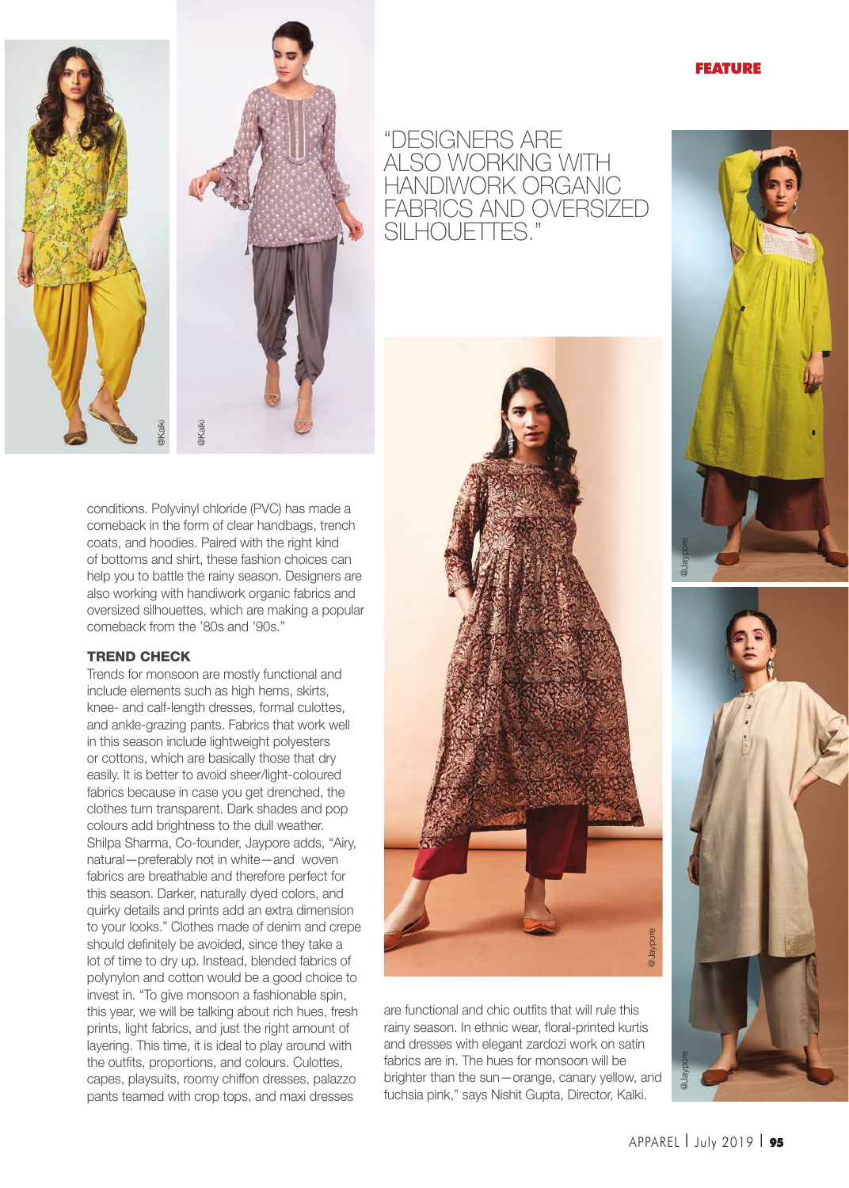"DESIGNERS ARE ALSO WORKING WITH HANDIWORK ORGANIC FABRICS AND OVERSIZED SILHOUETTES."

conditions. Polyvinyl chloride (PVC) has made a comeback in the form of clear handbags, trench coats, and hoodies. Paired with the right kind of bottoms and shirt, these fashion choices can help you to battle the rainy season. Designers are also working with handiwork organic fabrics and oversized silhouettes, which are making a popular comeback from the '80s and '90s."

### TREND CHECK

Trends for monsoon are mostly functional and include elements such as high hems, skirts, knee- and calf-length dresses, formal culottes, and ankle-grazing pants. Fabrics that work well in this season include lightweight polyesters or cottons, which are basically those that dry easily. It is better to avoid sheer/light-coloured fabrics because in case you get drenched, the clothes turn transparent. Dark shades and pop colours add brightness to the dull weather. Shilpa Sharma, Co-founder, Jaypore adds, "Airy, natural—preferably not in white—and woven fabrics are breathable and therefore perfect for this season. Darker, naturally dyed colors, and quirky details and prints add an extra dimension to your looks." Clothes made of denim and crepe should definitely be avoided, since they take a lot of time to dry up. Instead, blended fabrics of polynylon and cotton would be a good choice to invest in. "To give monsoon a fashionable spin, this year, we will be talking about rich hues, fresh prints, light fabrics, and just the right amount of layering. This time, it is ideal to play around with the outfits, proportions, and colours. Culottes, capes, playsuits, roomy chiffon dresses, palazzo pants teamed with crop tops, and maxi dresses are functional and chic outfits that will rule this rainy season. In ethnic wear, floral-printed kurtis and dresses with elegant zardozi work on satin fabrics are in. The hues for monsoon will be brighter than the sun—orange, canary yellow, and fuchsia pink," says Nishit Gupta, Director, Kalki.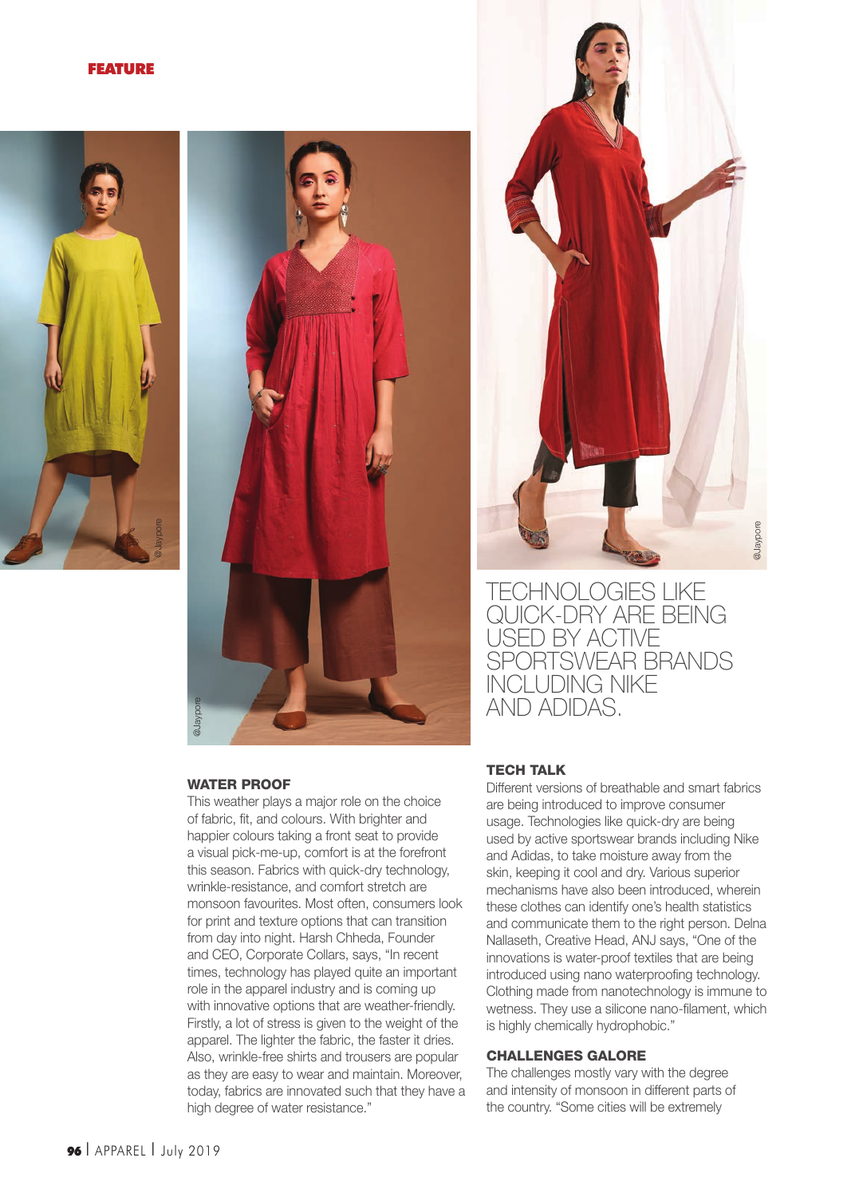**FEATURE**

@Jaypore

@Jaypore

@Jaypore

TECHNOLOGIES LIKE QUICK-DRY ARE BEING USED BY ACTIVE SPORTSWEAR BRANDS INCLUDING NIKE AND ADIDAS.

### WATER PROOF

This weather plays a major role on the choice of fabric, fit, and colours. With brighter and happier colours taking a front seat to provide a visual pick-me-up, comfort is at the forefront this season. Fabrics with quick-dry technology, wrinkle-resistance, and comfort stretch are monsoon favourites. Most often, consumers look for print and texture options that can transition from day into night. Harsh Chheda, Founder and CEO, Corporate Collars, says, "In recent times, technology has played quite an important role in the apparel industry and is coming up with innovative options that are weather-friendly. Firstly, a lot of stress is given to the weight of the apparel. The lighter the fabric, the faster it dries. Also, wrinkle-free shirts and trousers are popular as they are easy to wear and maintain. Moreover, today, fabrics are innovated such that they have a high degree of water resistance."

### TECH TALK

Different versions of breathable and smart fabrics are being introduced to improve consumer usage. Technologies like quick-dry are being used by active sportswear brands including Nike and Adidas, to take moisture away from the skin, keeping it cool and dry. Various superior mechanisms have also been introduced, wherein these clothes can identify one's health statistics and communicate them to the right person. Delna Nallaseth, Creative Head, ANJ says, "One of the innovations is water-proof textiles that are being introduced using nano waterproofing technology. Clothing made from nanotechnology is immune to wetness. They use a silicone nano-filament, which is highly chemically hydrophobic."

### CHALLENGES GALORE

The challenges mostly vary with the degree and intensity of monsoon in different parts of the country. "Some cities will be extremely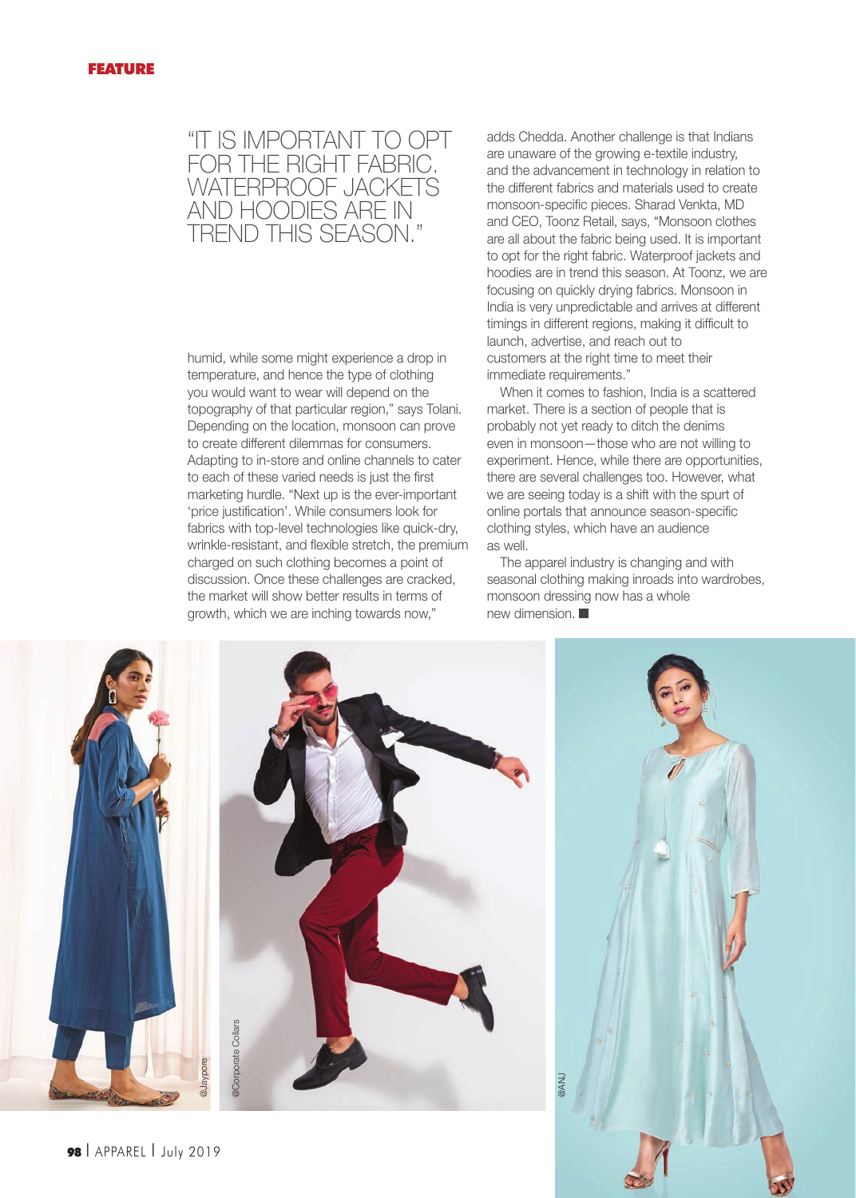"IT IS IMPORTANT TO OPT FOR THE RIGHT FABRIC. WATERPROOF JACKETS AND HOODIES ARE IN TREND THIS SEASON."

humid, while some might experience a drop in temperature, and hence the type of clothing you would want to wear will depend on the topography of that particular region," says Tolani. Depending on the location, monsoon can prove to create different dilemmas for consumers. Adapting to in-store and online channels to cater to each of these varied needs is just the first marketing hurdle. "Next up is the ever-important 'price justification'. While consumers look for fabrics with top-level technologies like quick-dry, wrinkle-resistant, and flexible stretch, the premium charged on such clothing becomes a point of discussion. Once these challenges are cracked, the market will show better results in terms of growth, which we are inching towards now," adds Chedda. Another challenge is that Indians are unaware of the growing e-textile industry, and the advancement in technology in relation to the different fabrics and materials used to create monsoon-specific pieces. Sharad Venkta, MD and CEO, Toonz Retail, says, "Monsoon clothes are all about the fabric being used. It is important to opt for the right fabric. Waterproof jackets and hoodies are in trend this season. At Toonz, we are focusing on quickly drying fabrics. Monsoon in India is very unpredictable and arrives at different timings in different regions, making it difficult to launch, advertise, and reach out to customers at the right time to meet their immediate requirements."

When it comes to fashion, India is a scattered market. There is a section of people that is probably not yet ready to ditch the denims even in monsoon—those who are not willing to experiment. Hence, while there are opportunities, there are several challenges too. However, what we are seeing today is a shift with the spurt of online portals that announce season-specific clothing styles, which have an audience as well.

The apparel industry is changing and with seasonal clothing making inroads into wardrobes, monsoon dressing now has a whole new dimension. ■

@Jaypore

@Corporate Collars

@ANJ